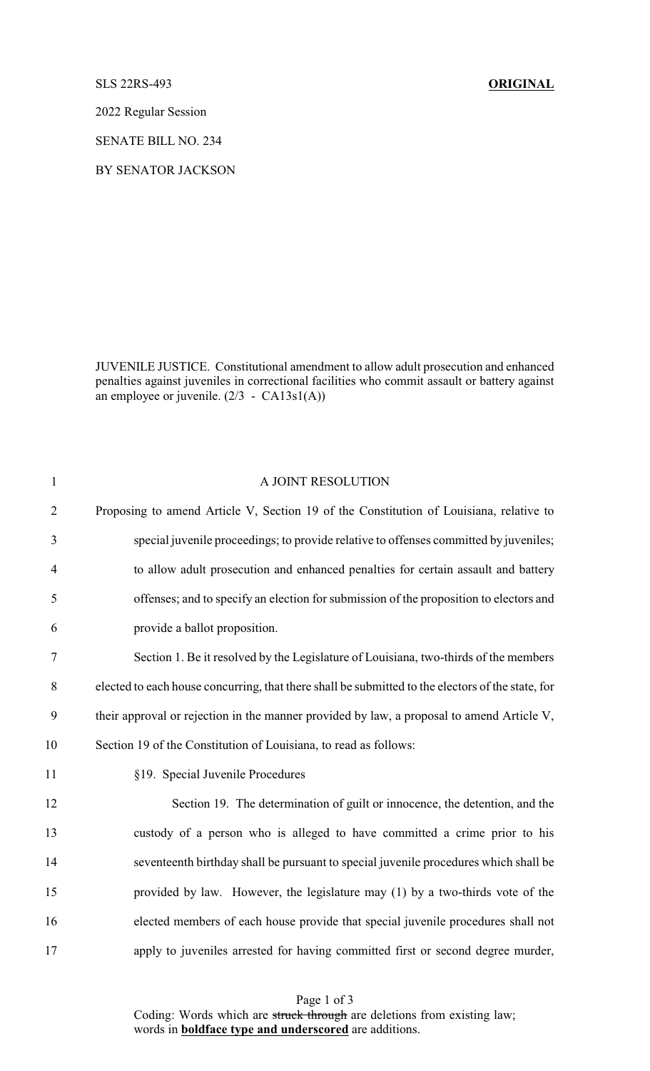SLS 22RS-493 **ORIGINAL**

2022 Regular Session

SENATE BILL NO. 234

BY SENATOR JACKSON

JUVENILE JUSTICE. Constitutional amendment to allow adult prosecution and enhanced penalties against juveniles in correctional facilities who commit assault or battery against an employee or juvenile. (2/3 - CA13s1(A))

A JOINT RESOLUTION

Proposing to amend Article V, Section 19 of the Constitution of Louisiana, relative to special juvenile proceedings; to provide relative to offenses committed by juveniles; to allow adult prosecution and enhanced penalties for certain assault and battery offenses; and to specify an election for submission of the proposition to electors and provide a ballot proposition.

Section 1. Be it resolved by the Legislature of Louisiana, two-thirds of the members elected to each house concurring, that there shall be submitted to the electors of the state, for their approval or rejection in the manner provided by law, a proposal to amend Article V, Section 19 of the Constitution of Louisiana, to read as follows:

§19. Special Juvenile Procedures

Section 19. The determination of guilt or innocence, the detention, and the custody of a person who is alleged to have committed a crime prior to his seventeenth birthday shall be pursuant to special juvenile procedures which shall be provided by law. However, the legislature may (1) by a two-thirds vote of the elected members of each house provide that special juvenile procedures shall not apply to juveniles arrested for having committed first or second degree murder,

Coding: Words which are ~~struck through~~ are deletions from existing law; words in **boldface type and underscored** are additions.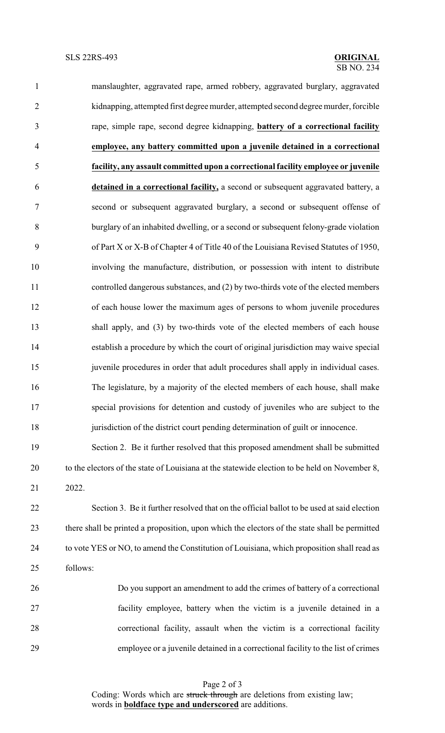manslaughter, aggravated rape, armed robbery, aggravated burglary, aggravated kidnapping, attempted first degree murder, attempted second degree murder, forcible rape, simple rape, second degree kidnapping, **<u>battery of a correctional facility employee, any battery committed upon a juvenile detained in a correctional facility, any assault committed upon a correctional facility employee or juvenile detained in a correctional facility,</u>** a second or subsequent aggravated battery, a second or subsequent aggravated burglary, a second or subsequent offense of burglary of an inhabited dwelling, or a second or subsequent felony-grade violation of Part X or X-B of Chapter 4 of Title 40 of the Louisiana Revised Statutes of 1950, involving the manufacture, distribution, or possession with intent to distribute controlled dangerous substances, and (2) by two-thirds vote of the elected members of each house lower the maximum ages of persons to whom juvenile procedures shall apply, and (3) by two-thirds vote of the elected members of each house establish a procedure by which the court of original jurisdiction may waive special juvenile procedures in order that adult procedures shall apply in individual cases. The legislature, by a majority of the elected members of each house, shall make special provisions for detention and custody of juveniles who are subject to the jurisdiction of the district court pending determination of guilt or innocence.

Section 2. Be it further resolved that this proposed amendment shall be submitted to the electors of the state of Louisiana at the statewide election to be held on November 8, 2022.

Section 3. Be it further resolved that on the official ballot to be used at said election there shall be printed a proposition, upon which the electors of the state shall be permitted to vote YES or NO, to amend the Constitution of Louisiana, which proposition shall read as follows:

> Do you support an amendment to add the crimes of battery of a correctional facility employee, battery when the victim is a juvenile detained in a correctional facility, assault when the victim is a correctional facility employee or a juvenile detained in a correctional facility to the list of crimes

Coding: Words which are ~~struck through~~ are deletions from existing law; words in **<u>boldface type and underscored</u>** are additions.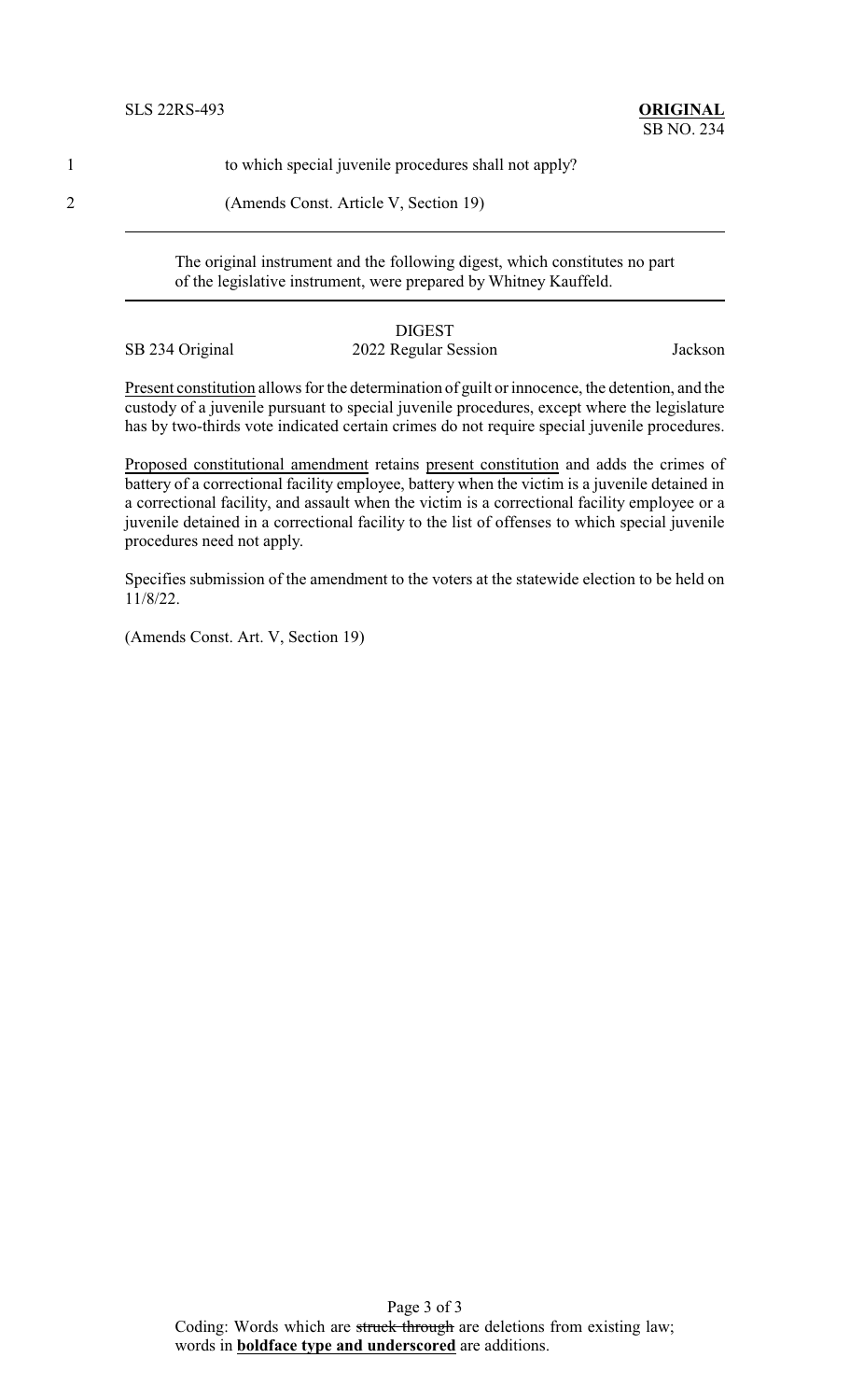1 to which special juvenile procedures shall not apply?

2 (Amends Const. Article V, Section 19)

The original instrument and the following digest, which constitutes no part of the legislative instrument, were prepared by Whitney Kauffeld.

DIGEST

SB 234 Original 2022 Regular Session Jackson

Present constitution allows for the determination of guilt or innocence, the detention, and the custody of a juvenile pursuant to special juvenile procedures, except where the legislature has by two-thirds vote indicated certain crimes do not require special juvenile procedures.

Proposed constitutional amendment retains present constitution and adds the crimes of battery of a correctional facility employee, battery when the victim is a juvenile detained in a correctional facility, and assault when the victim is a correctional facility employee or a juvenile detained in a correctional facility to the list of offenses to which special juvenile procedures need not apply.

Specifies submission of the amendment to the voters at the statewide election to be held on 11/8/22.

(Amends Const. Art. V, Section 19)

Coding: Words which are ~~struck through~~ are deletions from existing law; words in **boldface type and underscored** are additions.